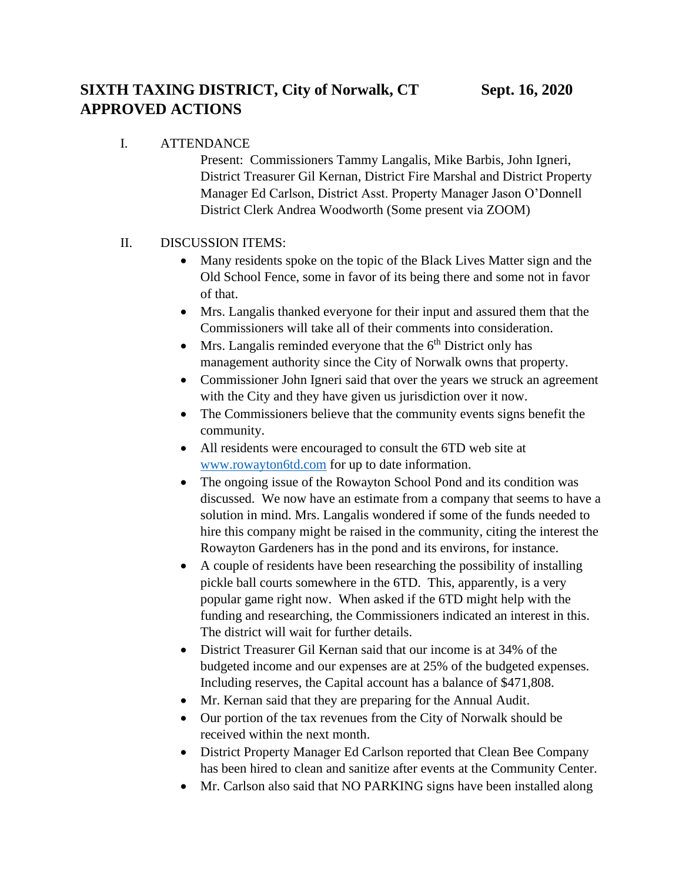# SIXTH TAXING DISTRICT, City of Norwalk, CT Sept. 16, 2020
# APPROVED ACTIONS

I. ATTENDANCE

Present: Commissioners Tammy Langalis, Mike Barbis, John Igneri, District Treasurer Gil Kernan, District Fire Marshal and District Property Manager Ed Carlson, District Asst. Property Manager Jason O'Donnell District Clerk Andrea Woodworth (Some present via ZOOM)

II. DISCUSSION ITEMS:

- Many residents spoke on the topic of the Black Lives Matter sign and the Old School Fence, some in favor of its being there and some not in favor of that.
- Mrs. Langalis thanked everyone for their input and assured them that the Commissioners will take all of their comments into consideration.
- Mrs. Langalis reminded everyone that the 6th District only has management authority since the City of Norwalk owns that property.
- Commissioner John Igneri said that over the years we struck an agreement with the City and they have given us jurisdiction over it now.
- The Commissioners believe that the community events signs benefit the community.
- All residents were encouraged to consult the 6TD web site at www.rowayton6td.com for up to date information.
- The ongoing issue of the Rowayton School Pond and its condition was discussed. We now have an estimate from a company that seems to have a solution in mind. Mrs. Langalis wondered if some of the funds needed to hire this company might be raised in the community, citing the interest the Rowayton Gardeners has in the pond and its environs, for instance.
- A couple of residents have been researching the possibility of installing pickle ball courts somewhere in the 6TD. This, apparently, is a very popular game right now. When asked if the 6TD might help with the funding and researching, the Commissioners indicated an interest in this. The district will wait for further details.
- District Treasurer Gil Kernan said that our income is at 34% of the budgeted income and our expenses are at 25% of the budgeted expenses. Including reserves, the Capital account has a balance of $471,808.
- Mr. Kernan said that they are preparing for the Annual Audit.
- Our portion of the tax revenues from the City of Norwalk should be received within the next month.
- District Property Manager Ed Carlson reported that Clean Bee Company has been hired to clean and sanitize after events at the Community Center.
- Mr. Carlson also said that NO PARKING signs have been installed along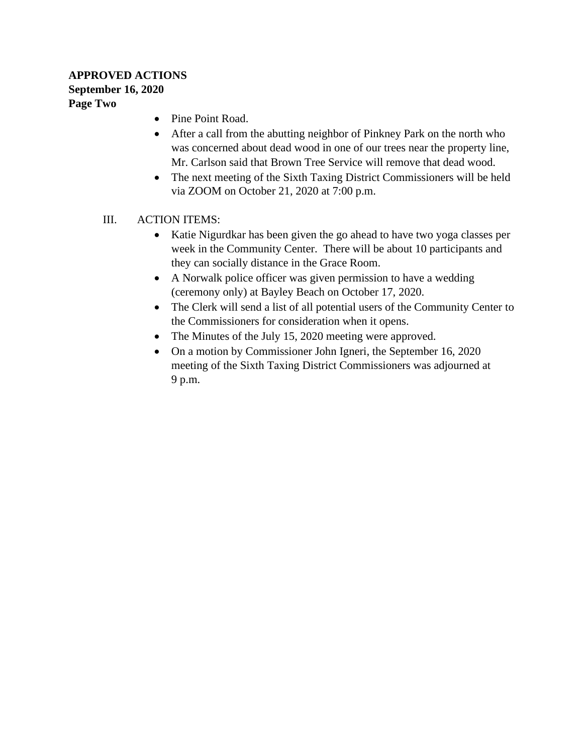**APPROVED ACTIONS**
**September 16, 2020**
**Page Two**

- Pine Point Road.
- After a call from the abutting neighbor of Pinkney Park on the north who was concerned about dead wood in one of our trees near the property line, Mr. Carlson said that Brown Tree Service will remove that dead wood.
- The next meeting of the Sixth Taxing District Commissioners will be held via ZOOM on October 21, 2020 at 7:00 p.m.

III. ACTION ITEMS:

- Katie Nigurdkar has been given the go ahead to have two yoga classes per week in the Community Center. There will be about 10 participants and they can socially distance in the Grace Room.
- A Norwalk police officer was given permission to have a wedding (ceremony only) at Bayley Beach on October 17, 2020.
- The Clerk will send a list of all potential users of the Community Center to the Commissioners for consideration when it opens.
- The Minutes of the July 15, 2020 meeting were approved.
- On a motion by Commissioner John Igneri, the September 16, 2020 meeting of the Sixth Taxing District Commissioners was adjourned at 9 p.m.